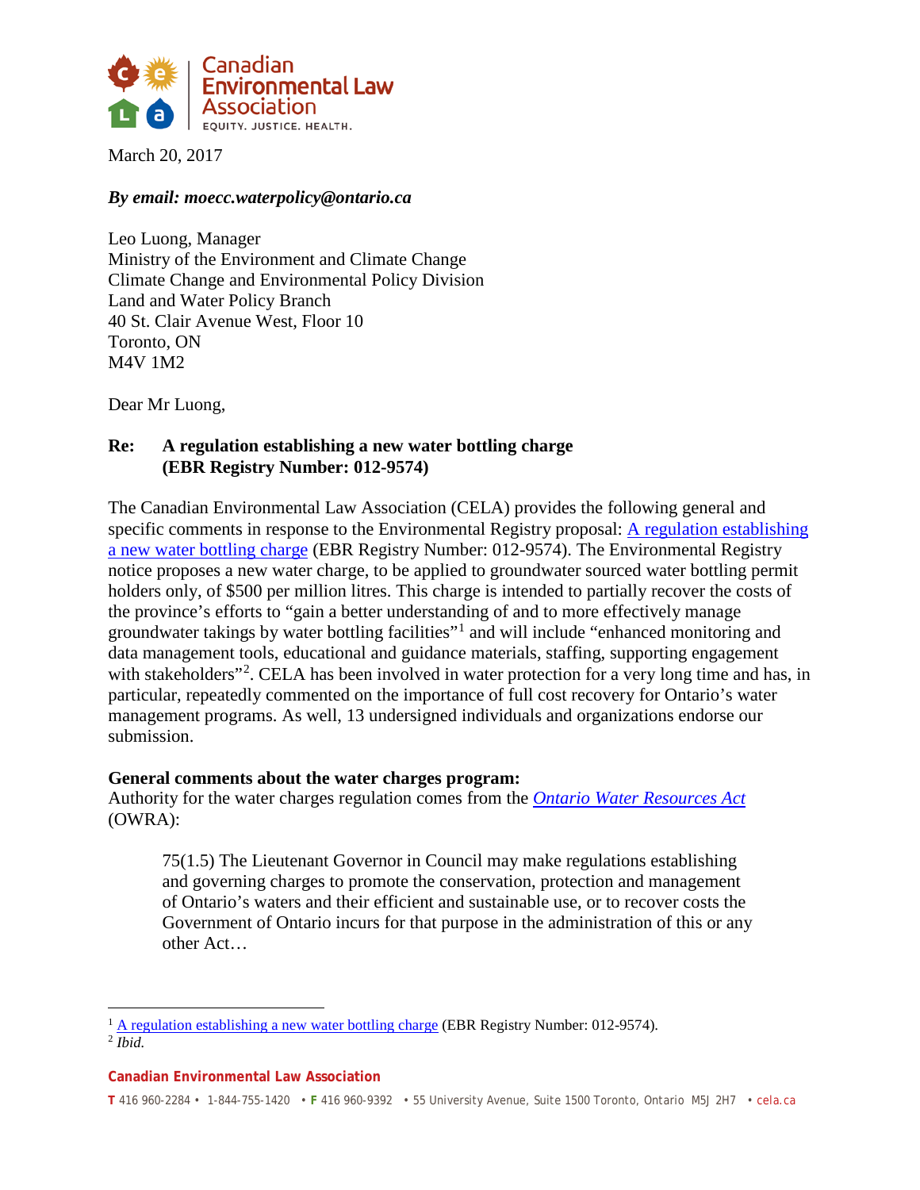Canadian Environmental Law Association
EQUITY. JUSTICE. HEALTH.

March 20, 2017

***By email: moecc.waterpolicy@ontario.ca***

Leo Luong, Manager
Ministry of the Environment and Climate Change
Climate Change and Environmental Policy Division
Land and Water Policy Branch
40 St. Clair Avenue West, Floor 10
Toronto, ON
M4V 1M2

Dear Mr Luong,

**Re: A regulation establishing a new water bottling charge (EBR Registry Number: 012-9574)**

The Canadian Environmental Law Association (CELA) provides the following general and specific comments in response to the Environmental Registry proposal: A regulation establishing a new water bottling charge (EBR Registry Number: 012-9574). The Environmental Registry notice proposes a new water charge, to be applied to groundwater sourced water bottling permit holders only, of $500 per million litres. This charge is intended to partially recover the costs of the province's efforts to "gain a better understanding of and to more effectively manage groundwater takings by water bottling facilities"[1] and will include "enhanced monitoring and data management tools, educational and guidance materials, staffing, supporting engagement with stakeholders"[2]. CELA has been involved in water protection for a very long time and has, in particular, repeatedly commented on the importance of full cost recovery for Ontario's water management programs. As well, 13 undersigned individuals and organizations endorse our submission.

**General comments about the water charges program:**
Authority for the water charges regulation comes from the *Ontario Water Resources Act* (OWRA):

> 75(1.5) The Lieutenant Governor in Council may make regulations establishing and governing charges to promote the conservation, protection and management of Ontario's waters and their efficient and sustainable use, or to recover costs the Government of Ontario incurs for that purpose in the administration of this or any other Act…

[1] A regulation establishing a new water bottling charge (EBR Registry Number: 012-9574).
[2] *Ibid.*

**Canadian Environmental Law Association**
T 416 960-2284 • 1-844-755-1420 • F 416 960-9392 • 55 University Avenue, Suite 1500 Toronto, Ontario M5J 2H7 • cela.ca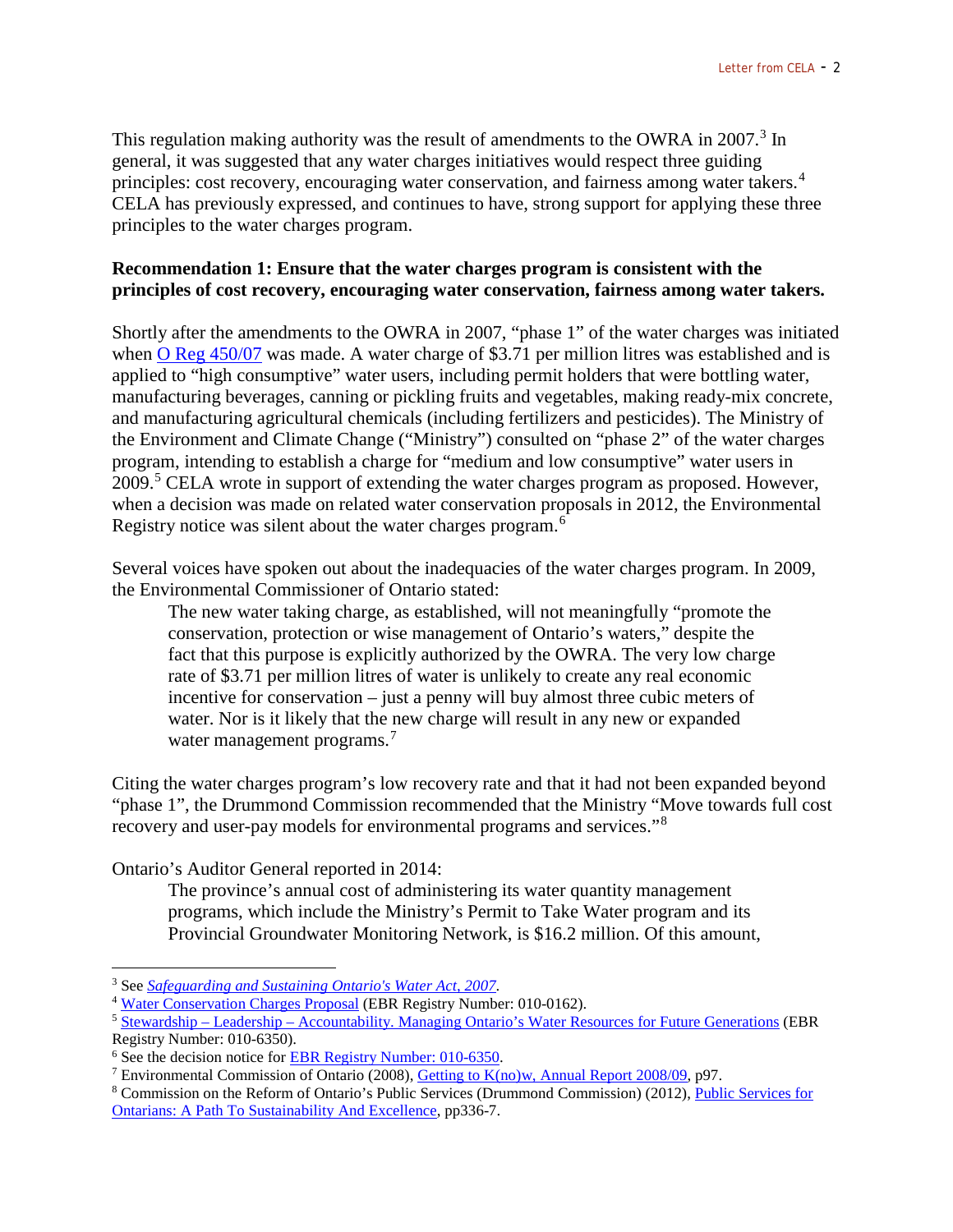This regulation making authority was the result of amendments to the OWRA in 2007.[3] In general, it was suggested that any water charges initiatives would respect three guiding principles: cost recovery, encouraging water conservation, and fairness among water takers.[4] CELA has previously expressed, and continues to have, strong support for applying these three principles to the water charges program.

**Recommendation 1: Ensure that the water charges program is consistent with the principles of cost recovery, encouraging water conservation, fairness among water takers.**

Shortly after the amendments to the OWRA in 2007, "phase 1" of the water charges was initiated when O Reg 450/07 was made. A water charge of $3.71 per million litres was established and is applied to "high consumptive" water users, including permit holders that were bottling water, manufacturing beverages, canning or pickling fruits and vegetables, making ready-mix concrete, and manufacturing agricultural chemicals (including fertilizers and pesticides). The Ministry of the Environment and Climate Change ("Ministry") consulted on "phase 2" of the water charges program, intending to establish a charge for "medium and low consumptive" water users in 2009.[5] CELA wrote in support of extending the water charges program as proposed. However, when a decision was made on related water conservation proposals in 2012, the Environmental Registry notice was silent about the water charges program.[6]

Several voices have spoken out about the inadequacies of the water charges program. In 2009, the Environmental Commissioner of Ontario stated:

> The new water taking charge, as established, will not meaningfully "promote the conservation, protection or wise management of Ontario's waters," despite the fact that this purpose is explicitly authorized by the OWRA. The very low charge rate of $3.71 per million litres of water is unlikely to create any real economic incentive for conservation – just a penny will buy almost three cubic meters of water. Nor is it likely that the new charge will result in any new or expanded water management programs.[7]

Citing the water charges program's low recovery rate and that it had not been expanded beyond "phase 1", the Drummond Commission recommended that the Ministry "Move towards full cost recovery and user-pay models for environmental programs and services."[8]

Ontario's Auditor General reported in 2014:

> The province's annual cost of administering its water quantity management programs, which include the Ministry's Permit to Take Water program and its Provincial Groundwater Monitoring Network, is $16.2 million. Of this amount,

---

[3] See *Safeguarding and Sustaining Ontario's Water Act, 2007*.

[4] Water Conservation Charges Proposal (EBR Registry Number: 010-0162).

[5] Stewardship – Leadership – Accountability. Managing Ontario's Water Resources for Future Generations (EBR Registry Number: 010-6350).

[6] See the decision notice for EBR Registry Number: 010-6350.

[7] Environmental Commission of Ontario (2008), Getting to K(no)w, Annual Report 2008/09, p97.

[8] Commission on the Reform of Ontario's Public Services (Drummond Commission) (2012), Public Services for Ontarians: A Path To Sustainability And Excellence, pp336-7.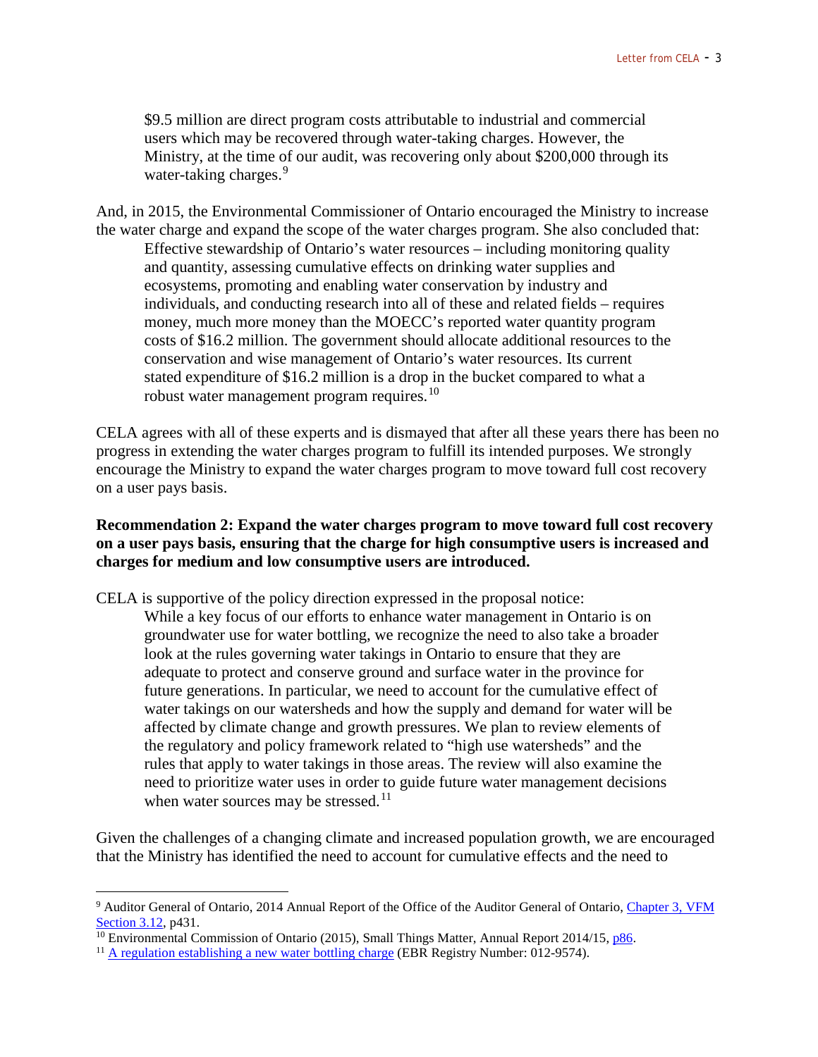> $9.5 million are direct program costs attributable to industrial and commercial users which may be recovered through water-taking charges. However, the Ministry, at the time of our audit, was recovering only about $200,000 through its water-taking charges.[9]

And, in 2015, the Environmental Commissioner of Ontario encouraged the Ministry to increase the water charge and expand the scope of the water charges program. She also concluded that:

> Effective stewardship of Ontario's water resources – including monitoring quality and quantity, assessing cumulative effects on drinking water supplies and ecosystems, promoting and enabling water conservation by industry and individuals, and conducting research into all of these and related fields – requires money, much more money than the MOECC's reported water quantity program costs of $16.2 million. The government should allocate additional resources to the conservation and wise management of Ontario's water resources. Its current stated expenditure of $16.2 million is a drop in the bucket compared to what a robust water management program requires.[10]

CELA agrees with all of these experts and is dismayed that after all these years there has been no progress in extending the water charges program to fulfill its intended purposes. We strongly encourage the Ministry to expand the water charges program to move toward full cost recovery on a user pays basis.

**Recommendation 2: Expand the water charges program to move toward full cost recovery on a user pays basis, ensuring that the charge for high consumptive users is increased and charges for medium and low consumptive users are introduced.**

CELA is supportive of the policy direction expressed in the proposal notice:

> While a key focus of our efforts to enhance water management in Ontario is on groundwater use for water bottling, we recognize the need to also take a broader look at the rules governing water takings in Ontario to ensure that they are adequate to protect and conserve ground and surface water in the province for future generations. In particular, we need to account for the cumulative effect of water takings on our watersheds and how the supply and demand for water will be affected by climate change and growth pressures. We plan to review elements of the regulatory and policy framework related to "high use watersheds" and the rules that apply to water takings in those areas. The review will also examine the need to prioritize water uses in order to guide future water management decisions when water sources may be stressed.[11]

Given the challenges of a changing climate and increased population growth, we are encouraged that the Ministry has identified the need to account for cumulative effects and the need to

---

[9] Auditor General of Ontario, 2014 Annual Report of the Office of the Auditor General of Ontario, Chapter 3, VFM Section 3.12, p431.

[10] Environmental Commission of Ontario (2015), Small Things Matter, Annual Report 2014/15, p86.

[11] A regulation establishing a new water bottling charge (EBR Registry Number: 012-9574).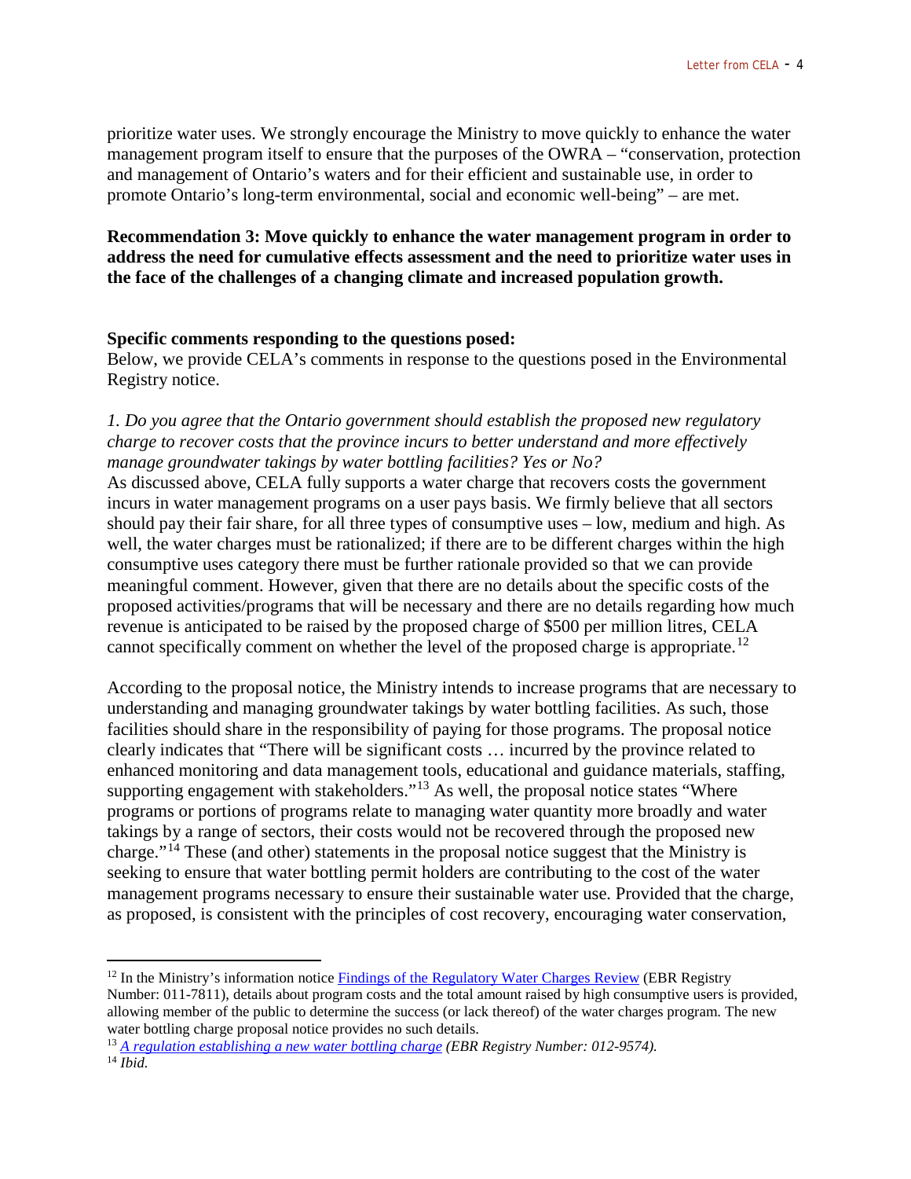prioritize water uses. We strongly encourage the Ministry to move quickly to enhance the water management program itself to ensure that the purposes of the OWRA – "conservation, protection and management of Ontario's waters and for their efficient and sustainable use, in order to promote Ontario's long-term environmental, social and economic well-being" – are met.

**Recommendation 3: Move quickly to enhance the water management program in order to address the need for cumulative effects assessment and the need to prioritize water uses in the face of the challenges of a changing climate and increased population growth.**

**Specific comments responding to the questions posed:**
Below, we provide CELA's comments in response to the questions posed in the Environmental Registry notice.

*1. Do you agree that the Ontario government should establish the proposed new regulatory charge to recover costs that the province incurs to better understand and more effectively manage groundwater takings by water bottling facilities? Yes or No?*
As discussed above, CELA fully supports a water charge that recovers costs the government incurs in water management programs on a user pays basis. We firmly believe that all sectors should pay their fair share, for all three types of consumptive uses – low, medium and high. As well, the water charges must be rationalized; if there are to be different charges within the high consumptive uses category there must be further rationale provided so that we can provide meaningful comment. However, given that there are no details about the specific costs of the proposed activities/programs that will be necessary and there are no details regarding how much revenue is anticipated to be raised by the proposed charge of $500 per million litres, CELA cannot specifically comment on whether the level of the proposed charge is appropriate.[12]

According to the proposal notice, the Ministry intends to increase programs that are necessary to understanding and managing groundwater takings by water bottling facilities. As such, those facilities should share in the responsibility of paying for those programs. The proposal notice clearly indicates that "There will be significant costs … incurred by the province related to enhanced monitoring and data management tools, educational and guidance materials, staffing, supporting engagement with stakeholders."[13] As well, the proposal notice states "Where programs or portions of programs relate to managing water quantity more broadly and water takings by a range of sectors, their costs would not be recovered through the proposed new charge."[14] These (and other) statements in the proposal notice suggest that the Ministry is seeking to ensure that water bottling permit holders are contributing to the cost of the water management programs necessary to ensure their sustainable water use. Provided that the charge, as proposed, is consistent with the principles of cost recovery, encouraging water conservation,

---

[12] In the Ministry's information notice Findings of the Regulatory Water Charges Review (EBR Registry Number: 011-7811), details about program costs and the total amount raised by high consumptive users is provided, allowing member of the public to determine the success (or lack thereof) of the water charges program. The new water bottling charge proposal notice provides no such details.

[13] *A regulation establishing a new water bottling charge (EBR Registry Number: 012-9574).*

[14] *Ibid.*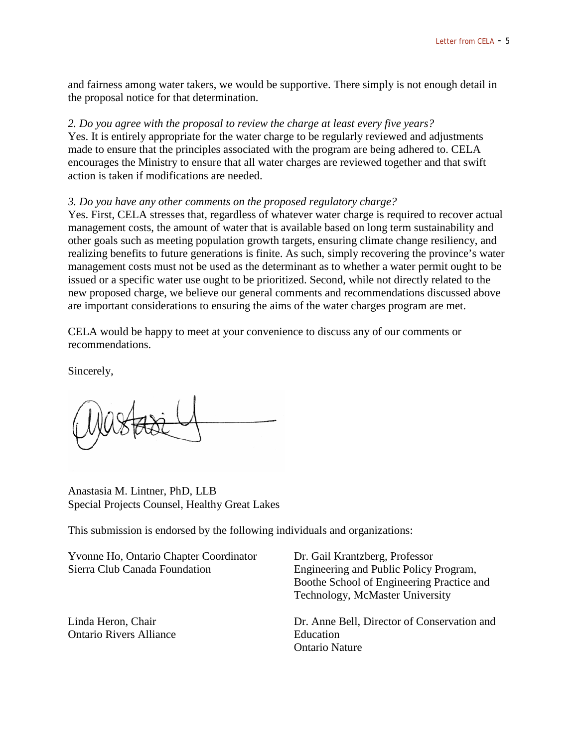and fairness among water takers, we would be supportive. There simply is not enough detail in the proposal notice for that determination.

*2. Do you agree with the proposal to review the charge at least every five years?*
Yes. It is entirely appropriate for the water charge to be regularly reviewed and adjustments made to ensure that the principles associated with the program are being adhered to. CELA encourages the Ministry to ensure that all water charges are reviewed together and that swift action is taken if modifications are needed.

*3. Do you have any other comments on the proposed regulatory charge?*
Yes. First, CELA stresses that, regardless of whatever water charge is required to recover actual management costs, the amount of water that is available based on long term sustainability and other goals such as meeting population growth targets, ensuring climate change resiliency, and realizing benefits to future generations is finite. As such, simply recovering the province's water management costs must not be used as the determinant as to whether a water permit ought to be issued or a specific water use ought to be prioritized. Second, while not directly related to the new proposed charge, we believe our general comments and recommendations discussed above are important considerations to ensuring the aims of the water charges program are met.

CELA would be happy to meet at your convenience to discuss any of our comments or recommendations.

Sincerely,

Anastasia M. Lintner, PhD, LLB
Special Projects Counsel, Healthy Great Lakes

This submission is endorsed by the following individuals and organizations:

Yvonne Ho, Ontario Chapter Coordinator
Sierra Club Canada Foundation

Dr. Gail Krantzberg, Professor
Engineering and Public Policy Program,
Boothe School of Engineering Practice and Technology, McMaster University

Linda Heron, Chair
Ontario Rivers Alliance

Dr. Anne Bell, Director of Conservation and Education
Ontario Nature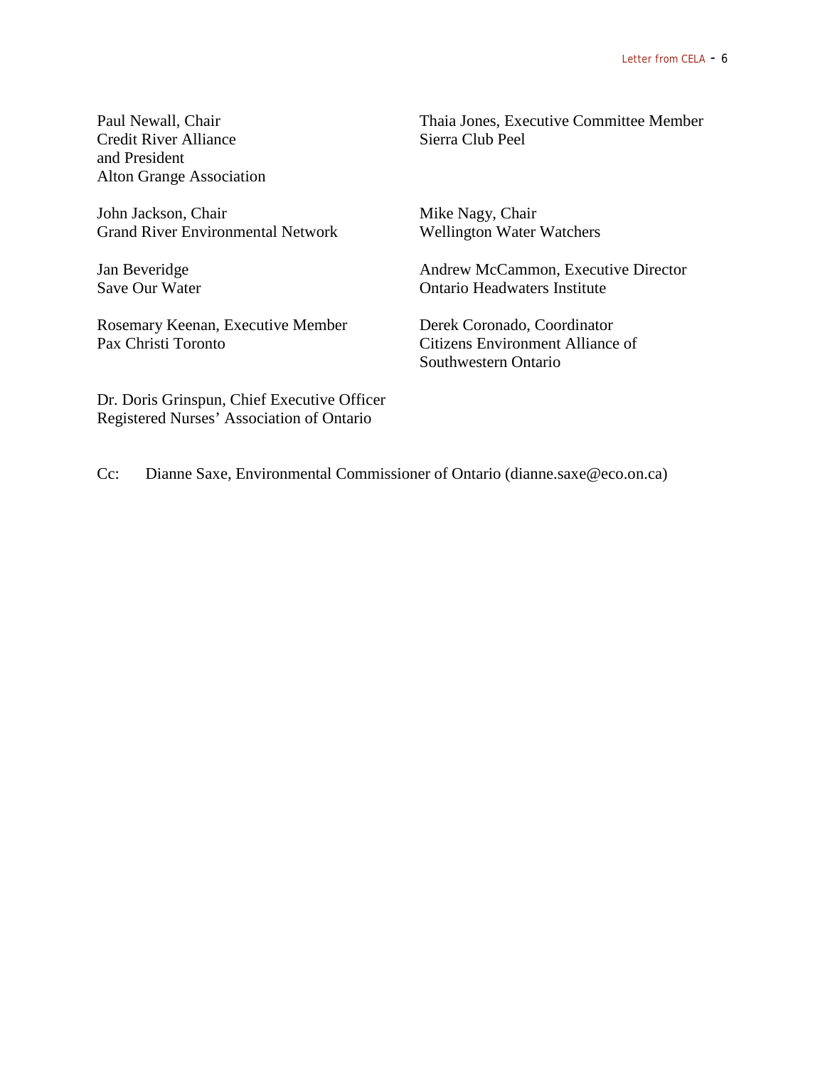Paul Newall, Chair
Credit River Alliance
and President
Alton Grange Association

Thaia Jones, Executive Committee Member
Sierra Club Peel

John Jackson, Chair
Grand River Environmental Network

Mike Nagy, Chair
Wellington Water Watchers

Jan Beveridge
Save Our Water

Andrew McCammon, Executive Director
Ontario Headwaters Institute

Rosemary Keenan, Executive Member
Pax Christi Toronto

Derek Coronado, Coordinator
Citizens Environment Alliance of
Southwestern Ontario

Dr. Doris Grinspun, Chief Executive Officer
Registered Nurses' Association of Ontario

Cc: Dianne Saxe, Environmental Commissioner of Ontario (dianne.saxe@eco.on.ca)